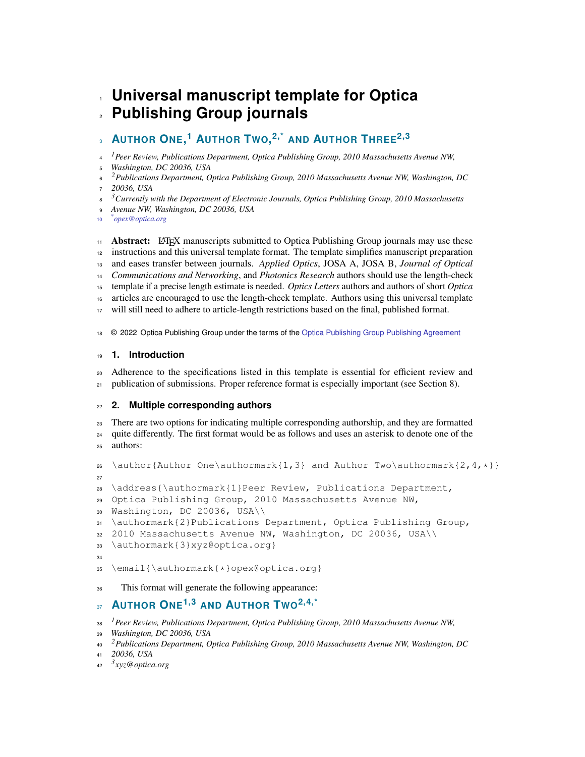# Universal manuscript template for Optica Publishing Group journals

**Author One,[1] Author Two,[2,*] and Author Three[2,3]**

[1] *Peer Review, Publications Department, Optica Publishing Group, 2010 Massachusetts Avenue NW, Washington, DC 20036, USA*
[2] *Publications Department, Optica Publishing Group, 2010 Massachusetts Avenue NW, Washington, DC 20036, USA*
[3] *Currently with the Department of Electronic Journals, Optica Publishing Group, 2010 Massachusetts Avenue NW, Washington, DC 20036, USA*
[*] *opex@optica.org*

**Abstract:** LaTeX manuscripts submitted to Optica Publishing Group journals may use these instructions and this universal template format. The template simplifies manuscript preparation and eases transfer between journals. *Applied Optics*, JOSA A, JOSA B, *Journal of Optical Communications and Networking*, and *Photonics Research* authors should use the length-check template if a precise length estimate is needed. *Optics Letters* authors and authors of short *Optica* articles are encouraged to use the length-check template. Authors using this universal template will still need to adhere to article-length restrictions based on the final, published format.

© 2022 Optica Publishing Group under the terms of the Optica Publishing Group Publishing Agreement

## 1. Introduction

Adherence to the specifications listed in this template is essential for efficient review and publication of submissions. Proper reference format is especially important (see Section 8).

## 2. Multiple corresponding authors

There are two options for indicating multiple corresponding authorship, and they are formatted quite differently. The first format would be as follows and uses an asterisk to denote one of the authors:

```
\author{Author One\authormark{1,3} and Author Two\authormark{2,4,*}}

\address{\authormark{1}Peer Review, Publications Department,
Optica Publishing Group, 2010 Massachusetts Avenue NW,
Washington, DC 20036, USA\\
\authormark{2}Publications Department, Optica Publishing Group,
2010 Massachusetts Avenue NW, Washington, DC 20036, USA\\
\authormark{3}xyz@optica.org}

\email{\authormark{*}opex@optica.org}
```

This format will generate the following appearance:

**Author One[1,3] and Author Two[2,4,*]**

[1] *Peer Review, Publications Department, Optica Publishing Group, 2010 Massachusetts Avenue NW, Washington, DC 20036, USA*
[2] *Publications Department, Optica Publishing Group, 2010 Massachusetts Avenue NW, Washington, DC 20036, USA*
[3] *xyz@optica.org*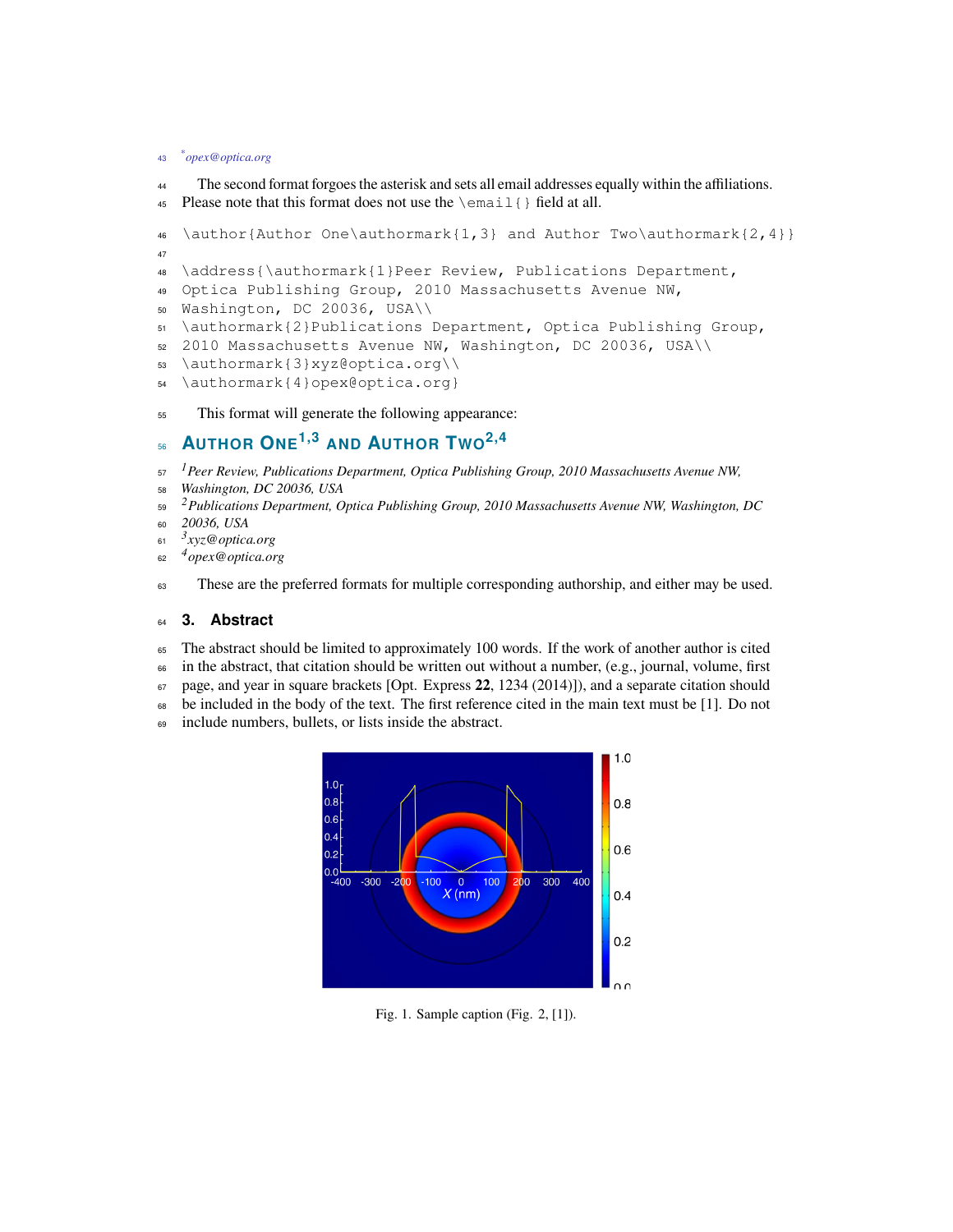*opex@optica.org

The second format forgoes the asterisk and sets all email addresses equally within the affiliations. Please note that this format does not use the `\email{}` field at all.

```
\author{Author One\authormark{1,3} and Author Two\authormark{2,4}}

\address{\authormark{1}Peer Review, Publications Department,
Optica Publishing Group, 2010 Massachusetts Avenue NW,
Washington, DC 20036, USA\\
\authormark{2}Publications Department, Optica Publishing Group,
2010 Massachusetts Avenue NW, Washington, DC 20036, USA\\
\authormark{3}xyz@optica.org\\
\authormark{4}opex@optica.org}
```

This format will generate the following appearance:

**AUTHOR ONE[1,3] AND AUTHOR TWO[2,4]**

*[1]Peer Review, Publications Department, Optica Publishing Group, 2010 Massachusetts Avenue NW, Washington, DC 20036, USA*
*[2]Publications Department, Optica Publishing Group, 2010 Massachusetts Avenue NW, Washington, DC 20036, USA*
*[3]xyz@optica.org*
*[4]opex@optica.org*

These are the preferred formats for multiple corresponding authorship, and either may be used.

## 3. Abstract

The abstract should be limited to approximately 100 words. If the work of another author is cited in the abstract, that citation should be written out without a number, (e.g., journal, volume, first page, and year in square brackets [Opt. Express **22**, 1234 (2014)]), and a separate citation should be included in the body of the text. The first reference cited in the main text must be [1]. Do not include numbers, bullets, or lists inside the abstract.

Fig. 1. Sample caption (Fig. 2, [1]).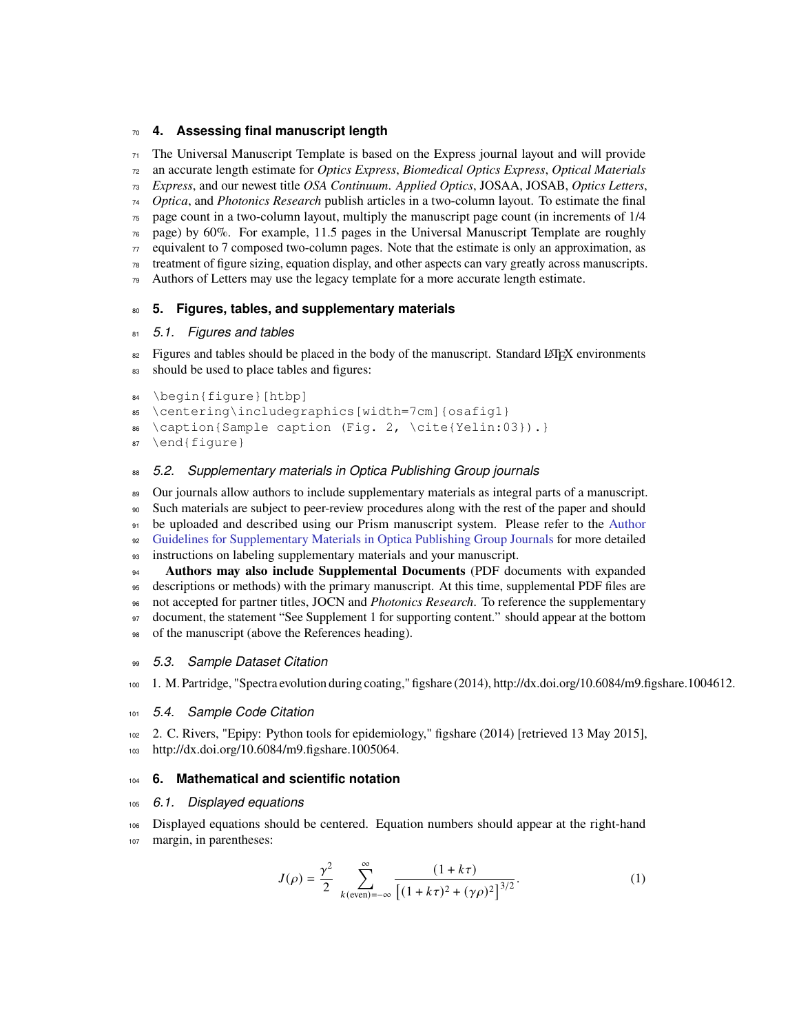## 4. Assessing final manuscript length

The Universal Manuscript Template is based on the Express journal layout and will provide an accurate length estimate for *Optics Express*, *Biomedical Optics Express*, *Optical Materials Express*, and our newest title *OSA Continuum*. *Applied Optics*, JOSAA, JOSAB, *Optics Letters*, *Optica*, and *Photonics Research* publish articles in a two-column layout. To estimate the final page count in a two-column layout, multiply the manuscript page count (in increments of 1/4 page) by 60%. For example, 11.5 pages in the Universal Manuscript Template are roughly equivalent to 7 composed two-column pages. Note that the estimate is only an approximation, as treatment of figure sizing, equation display, and other aspects can vary greatly across manuscripts. Authors of Letters may use the legacy template for a more accurate length estimate.

## 5. Figures, tables, and supplementary materials

### 5.1. Figures and tables

Figures and tables should be placed in the body of the manuscript. Standard LaTeX environments should be used to place tables and figures:

```
\begin{figure}[htbp]
\centering\includegraphics[width=7cm]{osafig1}
\caption{Sample caption (Fig. 2, \cite{Yelin:03}).}
\end{figure}
```

### 5.2. Supplementary materials in Optica Publishing Group journals

Our journals allow authors to include supplementary materials as integral parts of a manuscript. Such materials are subject to peer-review procedures along with the rest of the paper and should be uploaded and described using our Prism manuscript system. Please refer to the Author Guidelines for Supplementary Materials in Optica Publishing Group Journals for more detailed instructions on labeling supplementary materials and your manuscript.

**Authors may also include Supplemental Documents** (PDF documents with expanded descriptions or methods) with the primary manuscript. At this time, supplemental PDF files are not accepted for partner titles, JOCN and *Photonics Research*. To reference the supplementary document, the statement "See Supplement 1 for supporting content." should appear at the bottom of the manuscript (above the References heading).

### 5.3. Sample Dataset Citation

1. M. Partridge, "Spectra evolution during coating," figshare (2014), http://dx.doi.org/10.6084/m9.figshare.1004612.

### 5.4. Sample Code Citation

2. C. Rivers, "Epipy: Python tools for epidemiology," figshare (2014) [retrieved 13 May 2015], http://dx.doi.org/10.6084/m9.figshare.1005064.

## 6. Mathematical and scientific notation

### 6.1. Displayed equations

Displayed equations should be centered. Equation numbers should appear at the right-hand margin, in parentheses:

$$J(\rho) = \frac{\gamma^2}{2} \sum_{k(\text{even})=-\infty}^{\infty} \frac{(1+k\tau)}{\left[(1+k\tau)^2 + (\gamma\rho)^2\right]^{3/2}}. \tag{1}$$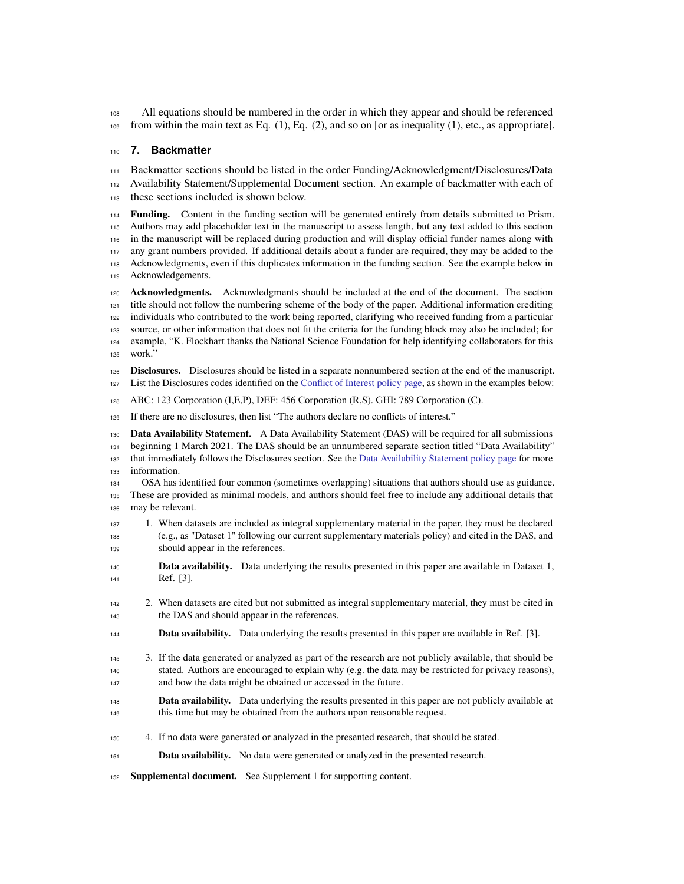All equations should be numbered in the order in which they appear and should be referenced from within the main text as Eq. (1), Eq. (2), and so on [or as inequality (1), etc., as appropriate].

## 7. Backmatter

Backmatter sections should be listed in the order Funding/Acknowledgment/Disclosures/Data Availability Statement/Supplemental Document section. An example of backmatter with each of these sections included is shown below.

**Funding.** Content in the funding section will be generated entirely from details submitted to Prism. Authors may add placeholder text in the manuscript to assess length, but any text added to this section in the manuscript will be replaced during production and will display official funder names along with any grant numbers provided. If additional details about a funder are required, they may be added to the Acknowledgments, even if this duplicates information in the funding section. See the example below in Acknowledgements.

**Acknowledgments.** Acknowledgments should be included at the end of the document. The section title should not follow the numbering scheme of the body of the paper. Additional information crediting individuals who contributed to the work being reported, clarifying who received funding from a particular source, or other information that does not fit the criteria for the funding block may also be included; for example, "K. Flockhart thanks the National Science Foundation for help identifying collaborators for this work."

**Disclosures.** Disclosures should be listed in a separate nonnumbered section at the end of the manuscript. List the Disclosures codes identified on the Conflict of Interest policy page, as shown in the examples below:

ABC: 123 Corporation (I,E,P), DEF: 456 Corporation (R,S). GHI: 789 Corporation (C).

If there are no disclosures, then list "The authors declare no conflicts of interest."

**Data Availability Statement.** A Data Availability Statement (DAS) will be required for all submissions beginning 1 March 2021. The DAS should be an unnumbered separate section titled "Data Availability" that immediately follows the Disclosures section. See the Data Availability Statement policy page for more information.

OSA has identified four common (sometimes overlapping) situations that authors should use as guidance. These are provided as minimal models, and authors should feel free to include any additional details that may be relevant.

1. When datasets are included as integral supplementary material in the paper, they must be declared (e.g., as "Dataset 1" following our current supplementary materials policy) and cited in the DAS, and should appear in the references.

   **Data availability.** Data underlying the results presented in this paper are available in Dataset 1, Ref. [3].

2. When datasets are cited but not submitted as integral supplementary material, they must be cited in the DAS and should appear in the references.

   **Data availability.** Data underlying the results presented in this paper are available in Ref. [3].

3. If the data generated or analyzed as part of the research are not publicly available, that should be stated. Authors are encouraged to explain why (e.g. the data may be restricted for privacy reasons), and how the data might be obtained or accessed in the future.

   **Data availability.** Data underlying the results presented in this paper are not publicly available at this time but may be obtained from the authors upon reasonable request.

4. If no data were generated or analyzed in the presented research, that should be stated.

   **Data availability.** No data were generated or analyzed in the presented research.

**Supplemental document.** See Supplement 1 for supporting content.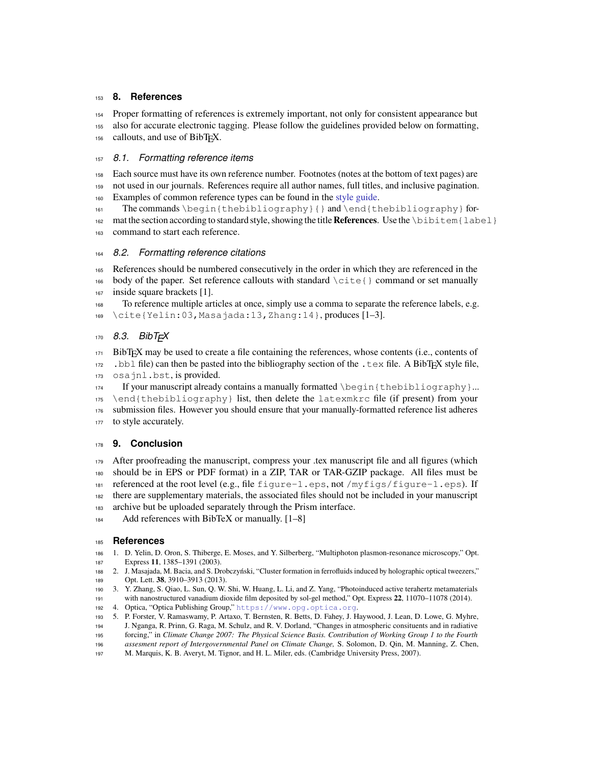## 8. References

Proper formatting of references is extremely important, not only for consistent appearance but also for accurate electronic tagging. Please follow the guidelines provided below on formatting, callouts, and use of BibTEX.

### 8.1. Formatting reference items

Each source must have its own reference number. Footnotes (notes at the bottom of text pages) are not used in our journals. References require all author names, full titles, and inclusive pagination. Examples of common reference types can be found in the style guide.

The commands `\begin{thebibliography}{}` and `\end{thebibliography}` format the section according to standard style, showing the title **References**. Use the `\bibitem{label}` command to start each reference.

### 8.2. Formatting reference citations

References should be numbered consecutively in the order in which they are referenced in the body of the paper. Set reference callouts with standard `\cite{}` command or set manually inside square brackets [1].

To reference multiple articles at once, simply use a comma to separate the reference labels, e.g. `\cite{Yelin:03,Masajada:13,Zhang:14}`, produces [1–3].

### 8.3. BibTEX

BibTEX may be used to create a file containing the references, whose contents (i.e., contents of `.bbl` file) can then be pasted into the bibliography section of the `.tex` file. A BibTEX style file, `osajnl.bst`, is provided.

If your manuscript already contains a manually formatted `\begin{thebibliography}`... `\end{thebibliography}` list, then delete the `latexmkrc` file (if present) from your submission files. However you should ensure that your manually-formatted reference list adheres to style accurately.

## 9. Conclusion

After proofreading the manuscript, compress your .tex manuscript file and all figures (which should be in EPS or PDF format) in a ZIP, TAR or TAR-GZIP package. All files must be referenced at the root level (e.g., file `figure-1.eps`, not `/myfigs/figure-1.eps`). If there are supplementary materials, the associated files should not be included in your manuscript archive but be uploaded separately through the Prism interface.

Add references with BibTeX or manually. [1–8]

## References

1. D. Yelin, D. Oron, S. Thiberge, E. Moses, and Y. Silberberg, "Multiphoton plasmon-resonance microscopy," Opt. Express **11**, 1385–1391 (2003).
2. J. Masajada, M. Bacia, and S. Drobczyński, "Cluster formation in ferrofluids induced by holographic optical tweezers," Opt. Lett. **38**, 3910–3913 (2013).
3. Y. Zhang, S. Qiao, L. Sun, Q. W. Shi, W. Huang, L. Li, and Z. Yang, "Photoinduced active terahertz metamaterials with nanostructured vanadium dioxide film deposited by sol-gel method," Opt. Express **22**, 11070–11078 (2014).
4. Optica, "Optica Publishing Group," https://www.opg.optica.org.
5. P. Forster, V. Ramaswamy, P. Artaxo, T. Bernsten, R. Betts, D. Fahey, J. Haywood, J. Lean, D. Lowe, G. Myhre, J. Nganga, R. Prinn, G. Raga, M. Schulz, and R. V. Dorland, "Changes in atmospheric consituents and in radiative forcing," in *Climate Change 2007: The Physical Science Basis. Contribution of Working Group 1 to the Fourth assesment report of Intergovernmental Panel on Climate Change,* S. Solomon, D. Qin, M. Manning, Z. Chen, M. Marquis, K. B. Averyt, M. Tignor, and H. L. Miler, eds. (Cambridge University Press, 2007).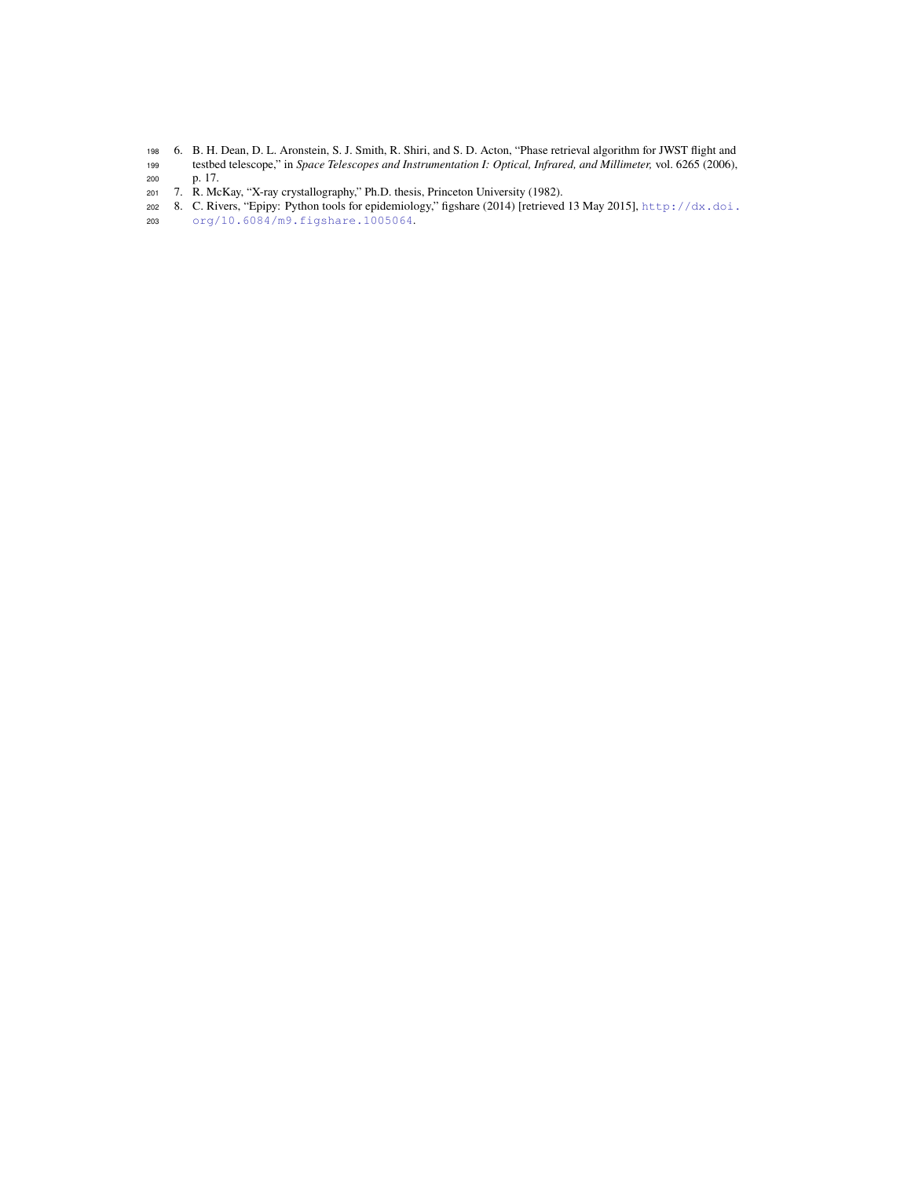6. B. H. Dean, D. L. Aronstein, S. J. Smith, R. Shiri, and S. D. Acton, "Phase retrieval algorithm for JWST flight and testbed telescope," in *Space Telescopes and Instrumentation I: Optical, Infrared, and Millimeter,* vol. 6265 (2006), p. 17.
7. R. McKay, "X-ray crystallography," Ph.D. thesis, Princeton University (1982).
8. C. Rivers, "Epipy: Python tools for epidemiology," figshare (2014) [retrieved 13 May 2015], http://dx.doi.org/10.6084/m9.figshare.1005064.